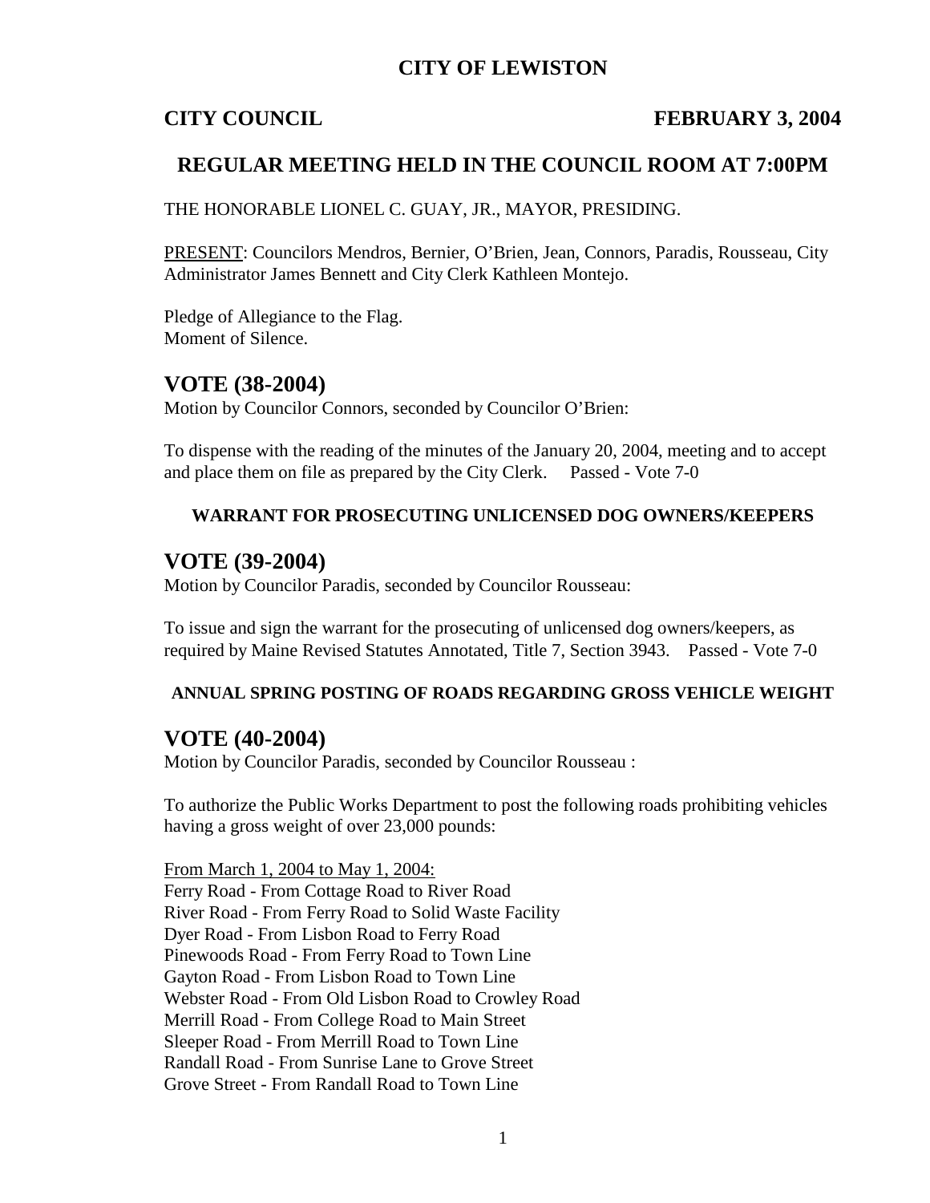# CITY OF LEWISTON

**CITY COUNCIL** **FEBRUARY 3, 2004**

## REGULAR MEETING HELD IN THE COUNCIL ROOM AT 7:00PM

THE HONORABLE LIONEL C. GUAY, JR., MAYOR, PRESIDING.

PRESENT: Councilors Mendros, Bernier, O'Brien, Jean, Connors, Paradis, Rousseau, City Administrator James Bennett and City Clerk Kathleen Montejo.

Pledge of Allegiance to the Flag.
Moment of Silence.

## VOTE (38-2004)

Motion by Councilor Connors, seconded by Councilor O'Brien:

To dispense with the reading of the minutes of the January 20, 2004, meeting and to accept and place them on file as prepared by the City Clerk. Passed - Vote 7-0

### WARRANT FOR PROSECUTING UNLICENSED DOG OWNERS/KEEPERS

## VOTE (39-2004)

Motion by Councilor Paradis, seconded by Councilor Rousseau:

To issue and sign the warrant for the prosecuting of unlicensed dog owners/keepers, as required by Maine Revised Statutes Annotated, Title 7, Section 3943. Passed - Vote 7-0

### ANNUAL SPRING POSTING OF ROADS REGARDING GROSS VEHICLE WEIGHT

## VOTE (40-2004)

Motion by Councilor Paradis, seconded by Councilor Rousseau :

To authorize the Public Works Department to post the following roads prohibiting vehicles having a gross weight of over 23,000 pounds:

From March 1, 2004 to May 1, 2004:
Ferry Road - From Cottage Road to River Road
River Road - From Ferry Road to Solid Waste Facility
Dyer Road - From Lisbon Road to Ferry Road
Pinewoods Road - From Ferry Road to Town Line
Gayton Road - From Lisbon Road to Town Line
Webster Road - From Old Lisbon Road to Crowley Road
Merrill Road - From College Road to Main Street
Sleeper Road - From Merrill Road to Town Line
Randall Road - From Sunrise Lane to Grove Street
Grove Street - From Randall Road to Town Line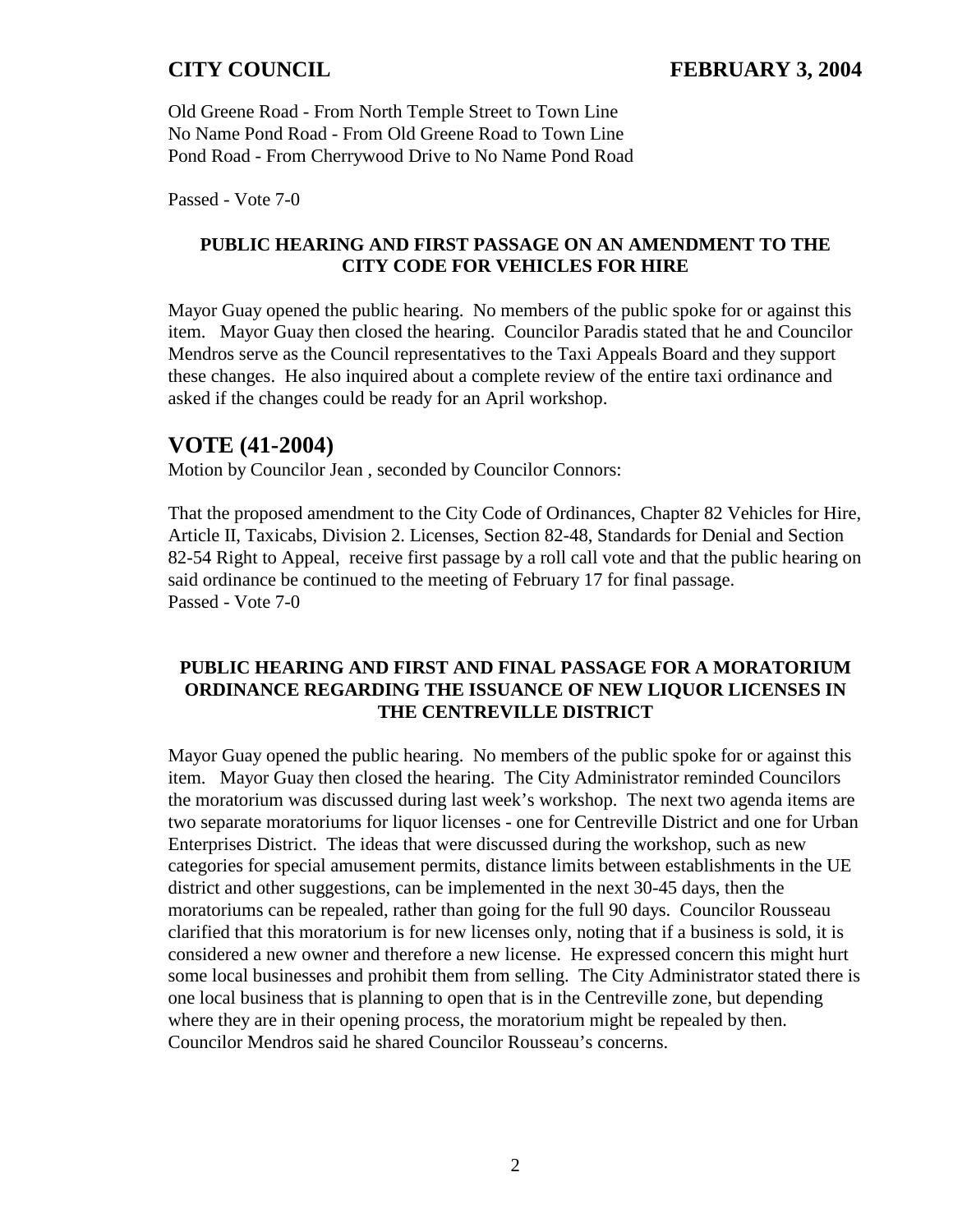Old Greene Road - From North Temple Street to Town Line
No Name Pond Road - From Old Greene Road to Town Line
Pond Road - From Cherrywood Drive to No Name Pond Road

Passed - Vote 7-0

**PUBLIC HEARING AND FIRST PASSAGE ON AN AMENDMENT TO THE CITY CODE FOR VEHICLES FOR HIRE**

Mayor Guay opened the public hearing. No members of the public spoke for or against this item. Mayor Guay then closed the hearing. Councilor Paradis stated that he and Councilor Mendros serve as the Council representatives to the Taxi Appeals Board and they support these changes. He also inquired about a complete review of the entire taxi ordinance and asked if the changes could be ready for an April workshop.

## VOTE (41-2004)

Motion by Councilor Jean , seconded by Councilor Connors:

That the proposed amendment to the City Code of Ordinances, Chapter 82 Vehicles for Hire, Article II, Taxicabs, Division 2. Licenses, Section 82-48, Standards for Denial and Section 82-54 Right to Appeal, receive first passage by a roll call vote and that the public hearing on said ordinance be continued to the meeting of February 17 for final passage.
Passed - Vote 7-0

**PUBLIC HEARING AND FIRST AND FINAL PASSAGE FOR A MORATORIUM ORDINANCE REGARDING THE ISSUANCE OF NEW LIQUOR LICENSES IN THE CENTREVILLE DISTRICT**

Mayor Guay opened the public hearing. No members of the public spoke for or against this item. Mayor Guay then closed the hearing. The City Administrator reminded Councilors the moratorium was discussed during last week's workshop. The next two agenda items are two separate moratoriums for liquor licenses - one for Centreville District and one for Urban Enterprises District. The ideas that were discussed during the workshop, such as new categories for special amusement permits, distance limits between establishments in the UE district and other suggestions, can be implemented in the next 30-45 days, then the moratoriums can be repealed, rather than going for the full 90 days. Councilor Rousseau clarified that this moratorium is for new licenses only, noting that if a business is sold, it is considered a new owner and therefore a new license. He expressed concern this might hurt some local businesses and prohibit them from selling. The City Administrator stated there is one local business that is planning to open that is in the Centreville zone, but depending where they are in their opening process, the moratorium might be repealed by then. Councilor Mendros said he shared Councilor Rousseau's concerns.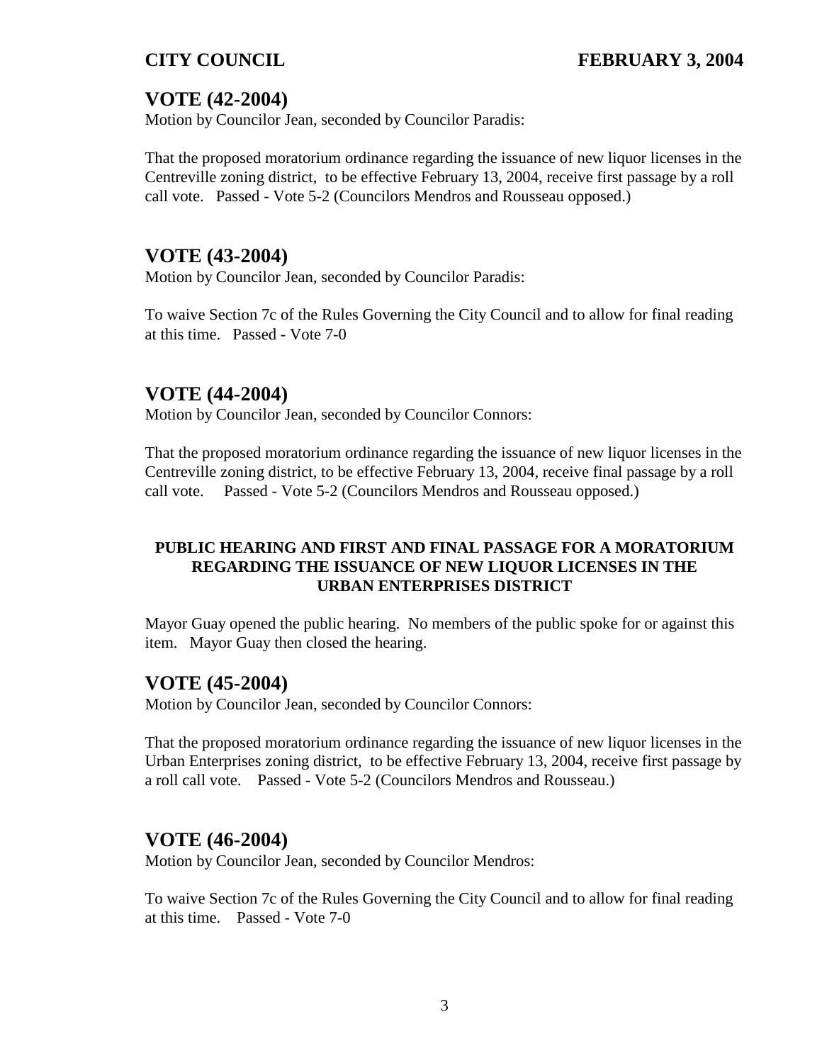## VOTE (42-2004)

Motion by Councilor Jean, seconded by Councilor Paradis:

That the proposed moratorium ordinance regarding the issuance of new liquor licenses in the Centreville zoning district, to be effective February 13, 2004, receive first passage by a roll call vote. Passed - Vote 5-2 (Councilors Mendros and Rousseau opposed.)

## VOTE (43-2004)

Motion by Councilor Jean, seconded by Councilor Paradis:

To waive Section 7c of the Rules Governing the City Council and to allow for final reading at this time. Passed - Vote 7-0

## VOTE (44-2004)

Motion by Councilor Jean, seconded by Councilor Connors:

That the proposed moratorium ordinance regarding the issuance of new liquor licenses in the Centreville zoning district, to be effective February 13, 2004, receive final passage by a roll call vote. Passed - Vote 5-2 (Councilors Mendros and Rousseau opposed.)

**PUBLIC HEARING AND FIRST AND FINAL PASSAGE FOR A MORATORIUM REGARDING THE ISSUANCE OF NEW LIQUOR LICENSES IN THE URBAN ENTERPRISES DISTRICT**

Mayor Guay opened the public hearing. No members of the public spoke for or against this item. Mayor Guay then closed the hearing.

## VOTE (45-2004)

Motion by Councilor Jean, seconded by Councilor Connors:

That the proposed moratorium ordinance regarding the issuance of new liquor licenses in the Urban Enterprises zoning district, to be effective February 13, 2004, receive first passage by a roll call vote. Passed - Vote 5-2 (Councilors Mendros and Rousseau.)

## VOTE (46-2004)

Motion by Councilor Jean, seconded by Councilor Mendros:

To waive Section 7c of the Rules Governing the City Council and to allow for final reading at this time. Passed - Vote 7-0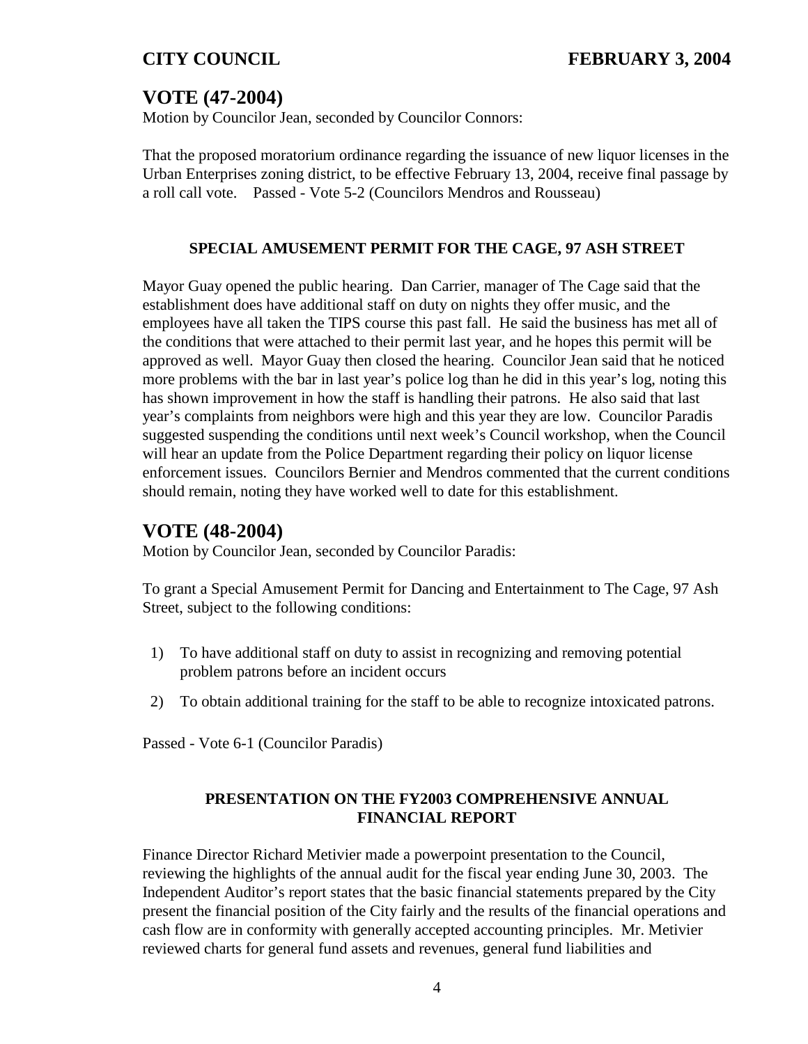## VOTE (47-2004)

Motion by Councilor Jean, seconded by Councilor Connors:

That the proposed moratorium ordinance regarding the issuance of new liquor licenses in the Urban Enterprises zoning district, to be effective February 13, 2004, receive final passage by a roll call vote. Passed - Vote 5-2 (Councilors Mendros and Rousseau)

### SPECIAL AMUSEMENT PERMIT FOR THE CAGE, 97 ASH STREET

Mayor Guay opened the public hearing. Dan Carrier, manager of The Cage said that the establishment does have additional staff on duty on nights they offer music, and the employees have all taken the TIPS course this past fall. He said the business has met all of the conditions that were attached to their permit last year, and he hopes this permit will be approved as well. Mayor Guay then closed the hearing. Councilor Jean said that he noticed more problems with the bar in last year's police log than he did in this year's log, noting this has shown improvement in how the staff is handling their patrons. He also said that last year's complaints from neighbors were high and this year they are low. Councilor Paradis suggested suspending the conditions until next week's Council workshop, when the Council will hear an update from the Police Department regarding their policy on liquor license enforcement issues. Councilors Bernier and Mendros commented that the current conditions should remain, noting they have worked well to date for this establishment.

## VOTE (48-2004)

Motion by Councilor Jean, seconded by Councilor Paradis:

To grant a Special Amusement Permit for Dancing and Entertainment to The Cage, 97 Ash Street, subject to the following conditions:

1) To have additional staff on duty to assist in recognizing and removing potential problem patrons before an incident occurs
2) To obtain additional training for the staff to be able to recognize intoxicated patrons.

Passed - Vote 6-1 (Councilor Paradis)

### PRESENTATION ON THE FY2003 COMPREHENSIVE ANNUAL FINANCIAL REPORT

Finance Director Richard Metivier made a powerpoint presentation to the Council, reviewing the highlights of the annual audit for the fiscal year ending June 30, 2003. The Independent Auditor's report states that the basic financial statements prepared by the City present the financial position of the City fairly and the results of the financial operations and cash flow are in conformity with generally accepted accounting principles. Mr. Metivier reviewed charts for general fund assets and revenues, general fund liabilities and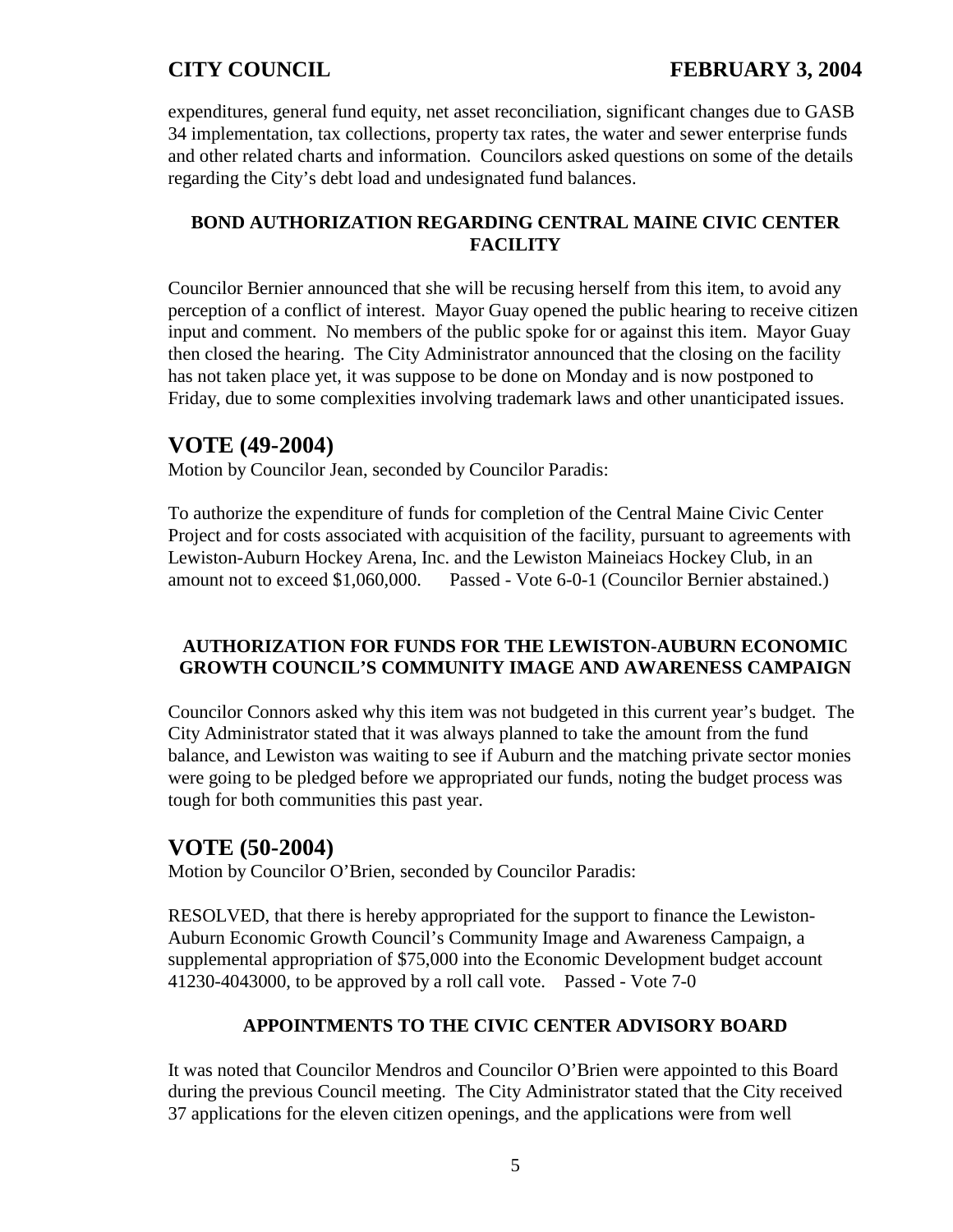expenditures, general fund equity, net asset reconciliation, significant changes due to GASB 34 implementation, tax collections, property tax rates, the water and sewer enterprise funds and other related charts and information. Councilors asked questions on some of the details regarding the City's debt load and undesignated fund balances.

**BOND AUTHORIZATION REGARDING CENTRAL MAINE CIVIC CENTER FACILITY**

Councilor Bernier announced that she will be recusing herself from this item, to avoid any perception of a conflict of interest. Mayor Guay opened the public hearing to receive citizen input and comment. No members of the public spoke for or against this item. Mayor Guay then closed the hearing. The City Administrator announced that the closing on the facility has not taken place yet, it was suppose to be done on Monday and is now postponed to Friday, due to some complexities involving trademark laws and other unanticipated issues.

## VOTE (49-2004)

Motion by Councilor Jean, seconded by Councilor Paradis:

To authorize the expenditure of funds for completion of the Central Maine Civic Center Project and for costs associated with acquisition of the facility, pursuant to agreements with Lewiston-Auburn Hockey Arena, Inc. and the Lewiston Maineiacs Hockey Club, in an amount not to exceed $1,060,000. Passed - Vote 6-0-1 (Councilor Bernier abstained.)

**AUTHORIZATION FOR FUNDS FOR THE LEWISTON-AUBURN ECONOMIC GROWTH COUNCIL'S COMMUNITY IMAGE AND AWARENESS CAMPAIGN**

Councilor Connors asked why this item was not budgeted in this current year's budget. The City Administrator stated that it was always planned to take the amount from the fund balance, and Lewiston was waiting to see if Auburn and the matching private sector monies were going to be pledged before we appropriated our funds, noting the budget process was tough for both communities this past year.

## VOTE (50-2004)

Motion by Councilor O'Brien, seconded by Councilor Paradis:

RESOLVED, that there is hereby appropriated for the support to finance the Lewiston-Auburn Economic Growth Council's Community Image and Awareness Campaign, a supplemental appropriation of $75,000 into the Economic Development budget account 41230-4043000, to be approved by a roll call vote. Passed - Vote 7-0

**APPOINTMENTS TO THE CIVIC CENTER ADVISORY BOARD**

It was noted that Councilor Mendros and Councilor O'Brien were appointed to this Board during the previous Council meeting. The City Administrator stated that the City received 37 applications for the eleven citizen openings, and the applications were from well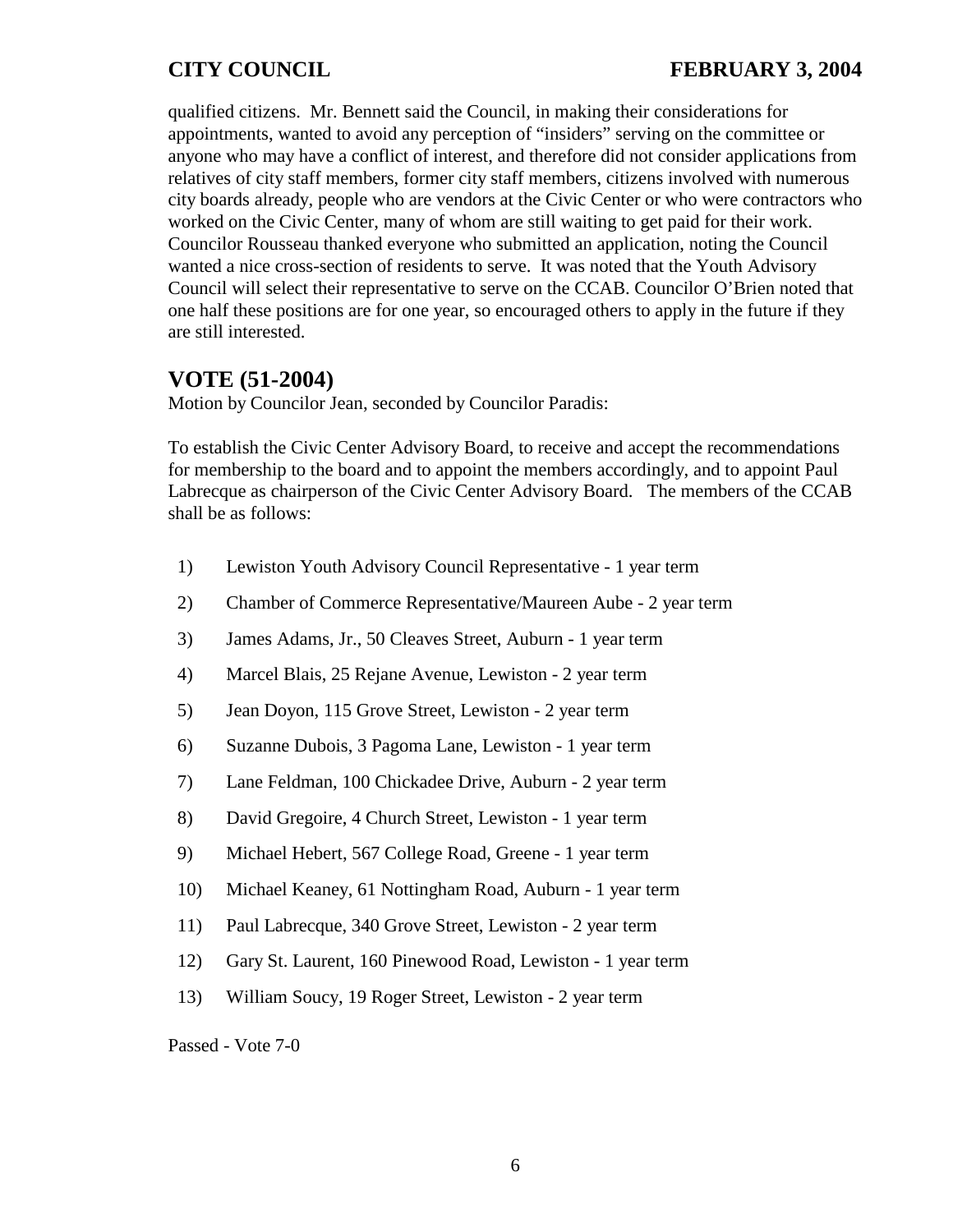qualified citizens. Mr. Bennett said the Council, in making their considerations for appointments, wanted to avoid any perception of "insiders" serving on the committee or anyone who may have a conflict of interest, and therefore did not consider applications from relatives of city staff members, former city staff members, citizens involved with numerous city boards already, people who are vendors at the Civic Center or who were contractors who worked on the Civic Center, many of whom are still waiting to get paid for their work. Councilor Rousseau thanked everyone who submitted an application, noting the Council wanted a nice cross-section of residents to serve. It was noted that the Youth Advisory Council will select their representative to serve on the CCAB. Councilor O'Brien noted that one half these positions are for one year, so encouraged others to apply in the future if they are still interested.

## VOTE (51-2004)

Motion by Councilor Jean, seconded by Councilor Paradis:

To establish the Civic Center Advisory Board, to receive and accept the recommendations for membership to the board and to appoint the members accordingly, and to appoint Paul Labrecque as chairperson of the Civic Center Advisory Board. The members of the CCAB shall be as follows:

1) Lewiston Youth Advisory Council Representative - 1 year term
2) Chamber of Commerce Representative/Maureen Aube - 2 year term
3) James Adams, Jr., 50 Cleaves Street, Auburn - 1 year term
4) Marcel Blais, 25 Rejane Avenue, Lewiston - 2 year term
5) Jean Doyon, 115 Grove Street, Lewiston - 2 year term
6) Suzanne Dubois, 3 Pagoma Lane, Lewiston - 1 year term
7) Lane Feldman, 100 Chickadee Drive, Auburn - 2 year term
8) David Gregoire, 4 Church Street, Lewiston - 1 year term
9) Michael Hebert, 567 College Road, Greene - 1 year term
10) Michael Keaney, 61 Nottingham Road, Auburn - 1 year term
11) Paul Labrecque, 340 Grove Street, Lewiston - 2 year term
12) Gary St. Laurent, 160 Pinewood Road, Lewiston - 1 year term
13) William Soucy, 19 Roger Street, Lewiston - 2 year term

Passed - Vote 7-0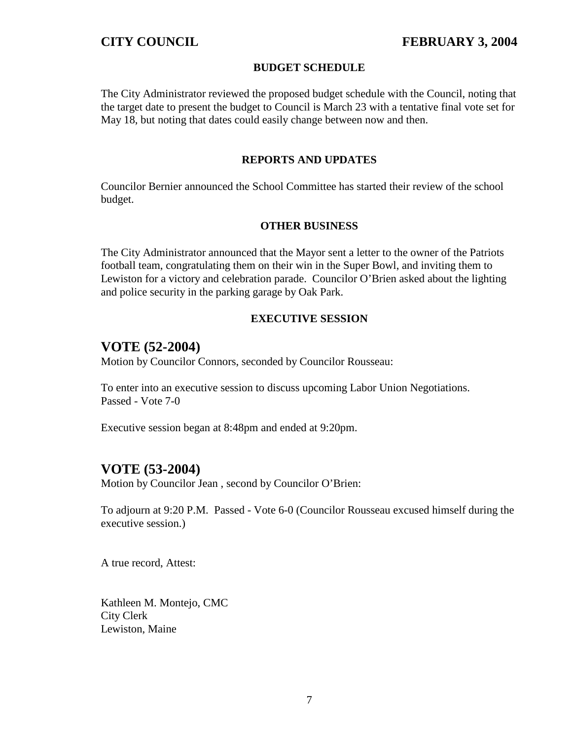### BUDGET SCHEDULE

The City Administrator reviewed the proposed budget schedule with the Council, noting that the target date to present the budget to Council is March 23 with a tentative final vote set for May 18, but noting that dates could easily change between now and then.

### REPORTS AND UPDATES

Councilor Bernier announced the School Committee has started their review of the school budget.

### OTHER BUSINESS

The City Administrator announced that the Mayor sent a letter to the owner of the Patriots football team, congratulating them on their win in the Super Bowl, and inviting them to Lewiston for a victory and celebration parade. Councilor O'Brien asked about the lighting and police security in the parking garage by Oak Park.

### EXECUTIVE SESSION

## VOTE (52-2004)

Motion by Councilor Connors, seconded by Councilor Rousseau:

To enter into an executive session to discuss upcoming Labor Union Negotiations.
Passed - Vote 7-0

Executive session began at 8:48pm and ended at 9:20pm.

## VOTE (53-2004)

Motion by Councilor Jean , second by Councilor O'Brien:

To adjourn at 9:20 P.M. Passed - Vote 6-0 (Councilor Rousseau excused himself during the executive session.)

A true record, Attest:

Kathleen M. Montejo, CMC
City Clerk
Lewiston, Maine